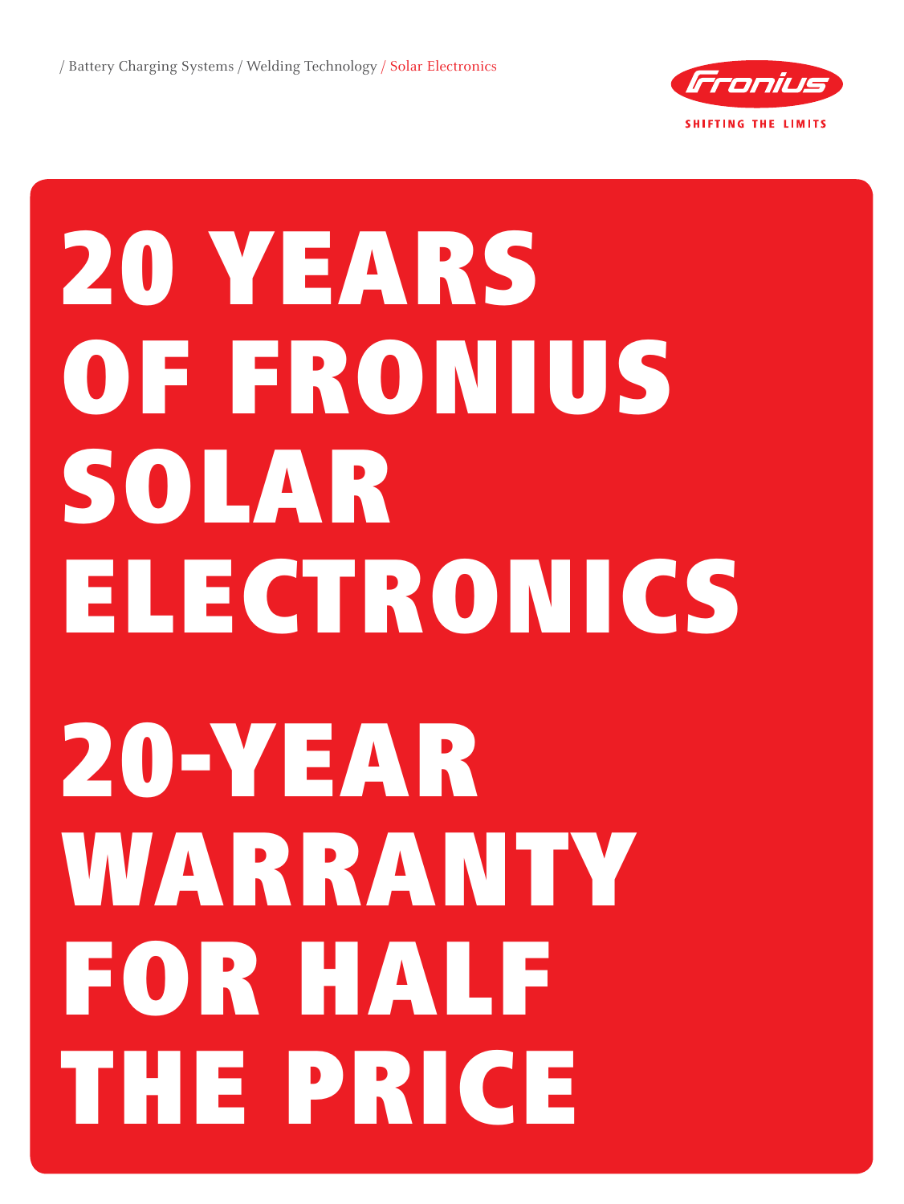/ Battery Charging Systems / Welding Technology / Solar Electronics

SHIFTING THE LIMITS

# 20 YEARS OF FRONIUS SOLAR ELECTRONICS

# 20-YEAR WARRANTY FOR HALF THE PRICE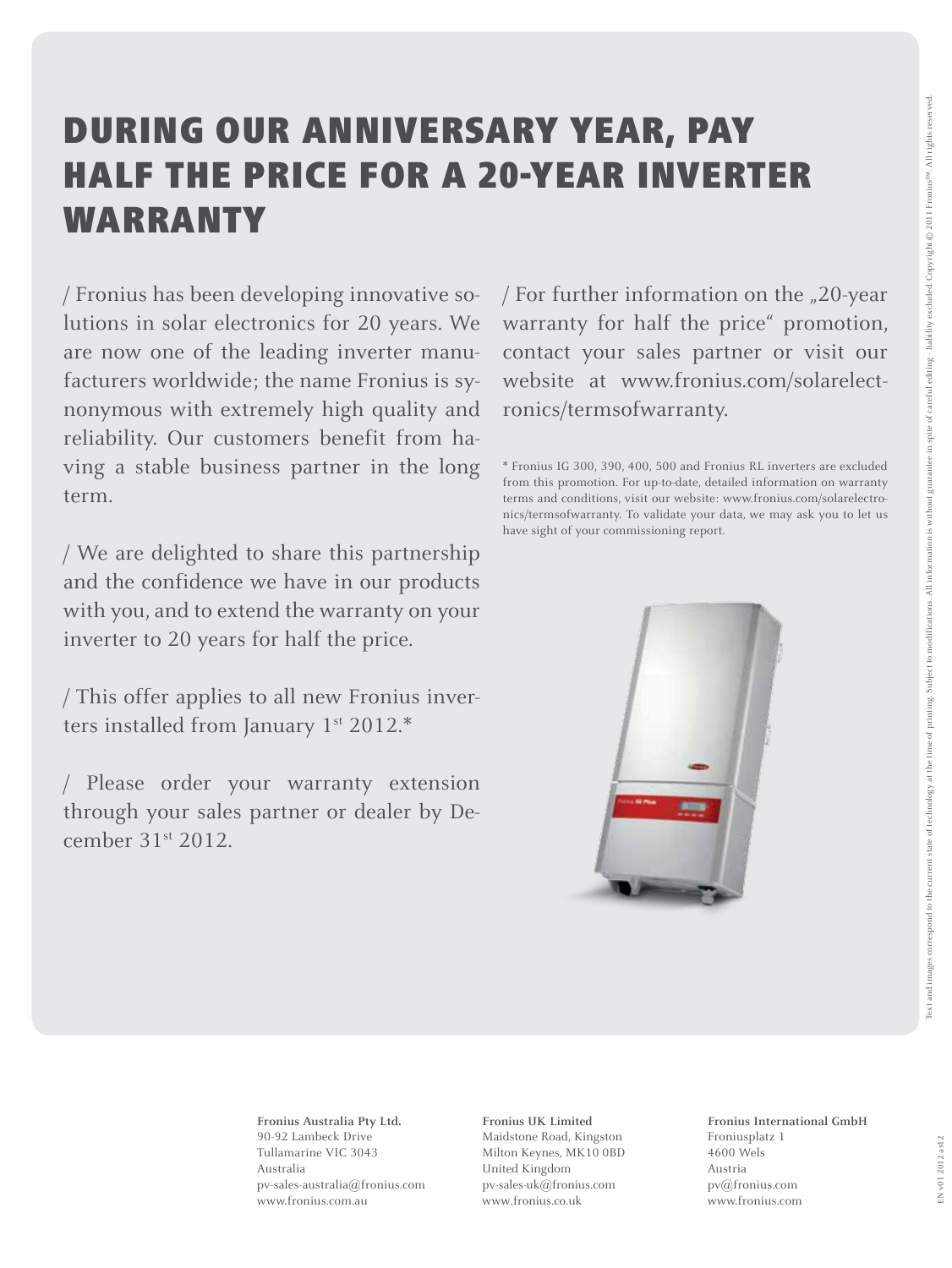# DURING OUR ANNIVERSARY YEAR, PAY HALF THE PRICE FOR A 20-YEAR INVERTER WARRANTY

/ Fronius has been developing innovative solutions in solar electronics for 20 years. We are now one of the leading inverter manufacturers worldwide; the name Fronius is synonymous with extremely high quality and reliability. Our customers benefit from having a stable business partner in the long term.

/ We are delighted to share this partnership and the confidence we have in our products with you, and to extend the warranty on your inverter to 20 years for half the price.

/ This offer applies to all new Fronius inverters installed from January 1st 2012.*

/ Please order your warranty extension through your sales partner or dealer by December 31st 2012.

/ For further information on the „20-year warranty for half the price" promotion, contact your sales partner or visit our website at www.fronius.com/solarelectronics/termsofwarranty.

\* Fronius IG 300, 390, 400, 500 and Fronius RL inverters are excluded from this promotion. For up-to-date, detailed information on warranty terms and conditions, visit our website: www.fronius.com/solarelectronics/termsofwarranty. To validate your data, we may ask you to let us have sight of your commissioning report.

**Fronius Australia Pty Ltd.**
90-92 Lambeck Drive
Tullamarine VIC 3043
Australia
pv-sales-australia@fronius.com
www.fronius.com.au

**Fronius UK Limited**
Maidstone Road, Kingston
Milton Keynes, MK10 0BD
United Kingdom
pv-sales-uk@fronius.com
www.fronius.co.uk

**Fronius International GmbH**
Froniusplatz 1
4600 Wels
Austria
pv@fronius.com
www.fronius.com

Text and images correspond to the current state of technology at the time of printing. Subject to modifications. All information is without guarantee in spite of careful editing - liability excluded. Copyright © 2011 Fronius™. All rights reserved.

EN v01 2012 as12